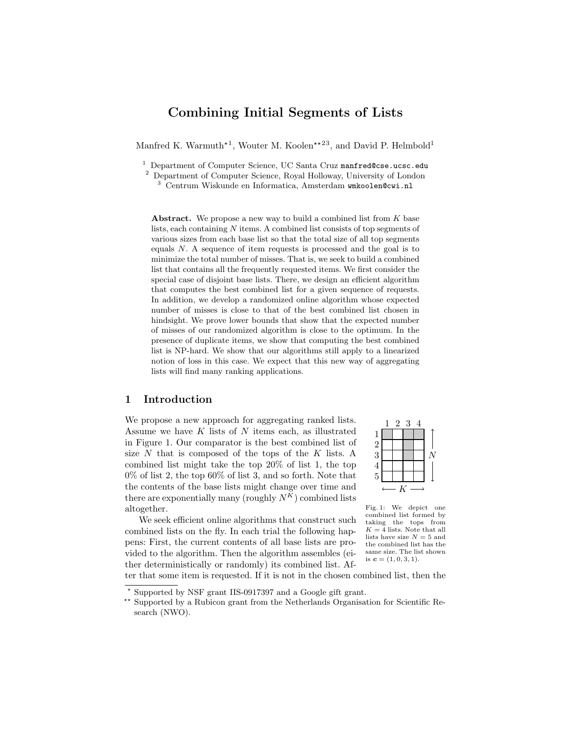# Combining Initial Segments of Lists

Manfred K. Warmuth*[1], Wouter M. Koolen**[2,3], and David P. Helmbold[1]

[1] Department of Computer Science, UC Santa Cruz manfred@cse.ucsc.edu
[2] Department of Computer Science, Royal Holloway, University of London
[3] Centrum Wiskunde en Informatica, Amsterdam wmkoolen@cwi.nl

**Abstract.** We propose a new way to build a combined list from $K$ base lists, each containing $N$ items. A combined list consists of top segments of various sizes from each base list so that the total size of all top segments equals $N$. A sequence of item requests is processed and the goal is to minimize the total number of misses. That is, we seek to build a combined list that contains all the frequently requested items. We first consider the special case of disjoint base lists. There, we design an efficient algorithm that computes the best combined list for a given sequence of requests. In addition, we develop a randomized online algorithm whose expected number of misses is close to that of the best combined list chosen in hindsight. We prove lower bounds that show that the expected number of misses of our randomized algorithm is close to the optimum. In the presence of duplicate items, we show that computing the best combined list is NP-hard. We show that our algorithms still apply to a linearized notion of loss in this case. We expect that this new way of aggregating lists will find many ranking applications.

## 1 Introduction

We propose a new approach for aggregating ranked lists. Assume we have $K$ lists of $N$ items each, as illustrated in Figure 1. Our comparator is the best combined list of size $N$ that is composed of the tops of the $K$ lists. A combined list might take the top 20% of list 1, the top 0% of list 2, the top 60% of list 3, and so forth. Note that the contents of the base lists might change over time and there are exponentially many (roughly $N^K$) combined lists altogether.

1 2 3 4
1
2
3
4
5
$N$
$K$

Fig. 1: We depict one combined list formed by taking the tops from $K = 4$ lists. Note that all lists have size $N = 5$ and the combined list has the same size. The list shown is $\mathbf{c} = (1, 0, 3, 1)$.

We seek efficient online algorithms that construct such combined lists on the fly. In each trial the following happens: First, the current contents of all base lists are provided to the algorithm. Then the algorithm assembles (either deterministically or randomly) its combined list. After that some item is requested. If it is not in the chosen combined list, then the

* Supported by NSF grant IIS-0917397 and a Google gift grant.

** Supported by a Rubicon grant from the Netherlands Organisation for Scientific Research (NWO).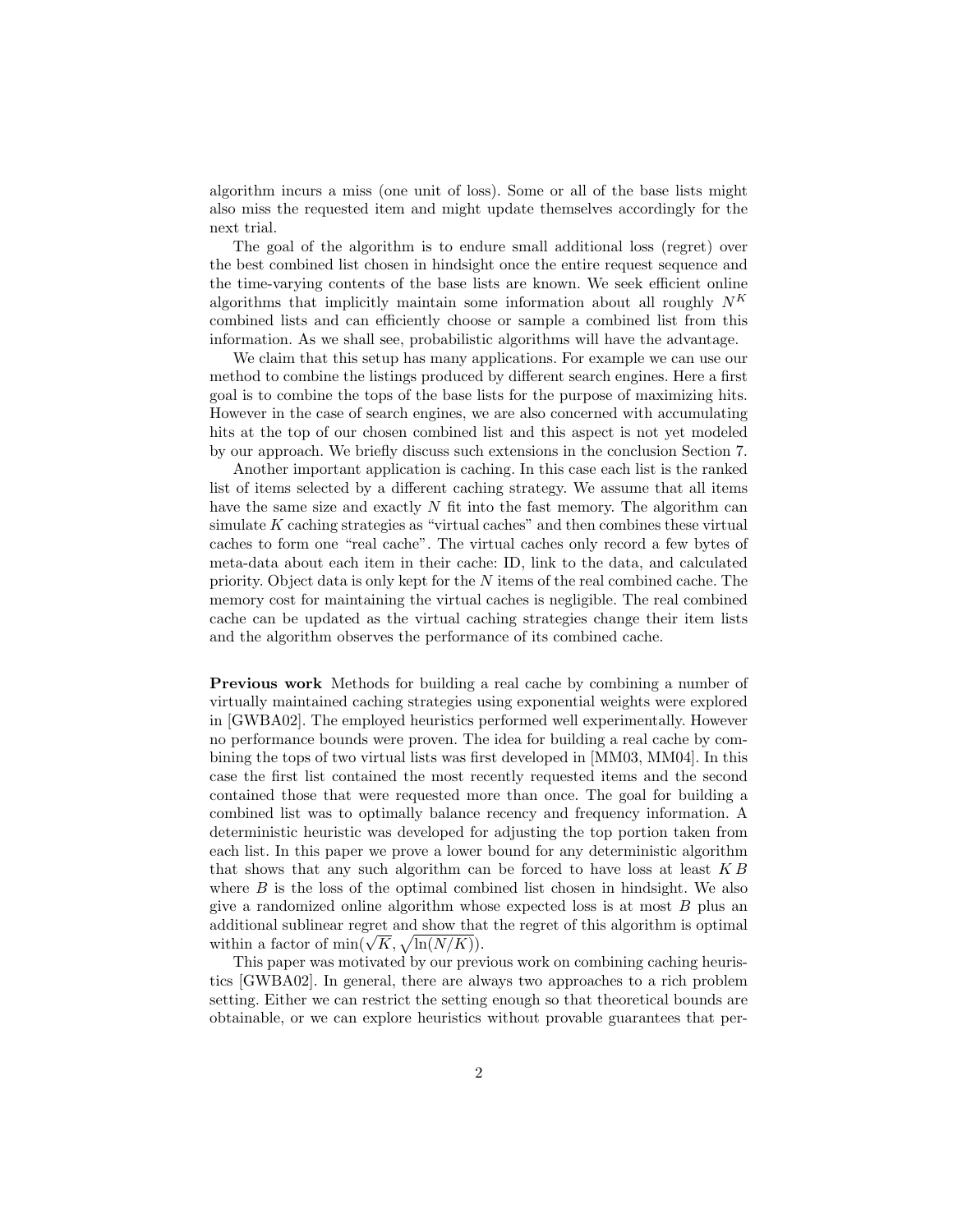algorithm incurs a miss (one unit of loss). Some or all of the base lists might also miss the requested item and might update themselves accordingly for the next trial.

The goal of the algorithm is to endure small additional loss (regret) over the best combined list chosen in hindsight once the entire request sequence and the time-varying contents of the base lists are known. We seek efficient online algorithms that implicitly maintain some information about all roughly $N^K$ combined lists and can efficiently choose or sample a combined list from this information. As we shall see, probabilistic algorithms will have the advantage.

We claim that this setup has many applications. For example we can use our method to combine the listings produced by different search engines. Here a first goal is to combine the tops of the base lists for the purpose of maximizing hits. However in the case of search engines, we are also concerned with accumulating hits at the top of our chosen combined list and this aspect is not yet modeled by our approach. We briefly discuss such extensions in the conclusion Section 7.

Another important application is caching. In this case each list is the ranked list of items selected by a different caching strategy. We assume that all items have the same size and exactly $N$ fit into the fast memory. The algorithm can simulate $K$ caching strategies as "virtual caches" and then combines these virtual caches to form one "real cache". The virtual caches only record a few bytes of meta-data about each item in their cache: ID, link to the data, and calculated priority. Object data is only kept for the $N$ items of the real combined cache. The memory cost for maintaining the virtual caches is negligible. The real combined cache can be updated as the virtual caching strategies change their item lists and the algorithm observes the performance of its combined cache.

**Previous work** Methods for building a real cache by combining a number of virtually maintained caching strategies using exponential weights were explored in [GWBA02]. The employed heuristics performed well experimentally. However no performance bounds were proven. The idea for building a real cache by combining the tops of two virtual lists was first developed in [MM03, MM04]. In this case the first list contained the most recently requested items and the second contained those that were requested more than once. The goal for building a combined list was to optimally balance recency and frequency information. A deterministic heuristic was developed for adjusting the top portion taken from each list. In this paper we prove a lower bound for any deterministic algorithm that shows that any such algorithm can be forced to have loss at least $K\,B$ where $B$ is the loss of the optimal combined list chosen in hindsight. We also give a randomized online algorithm whose expected loss is at most $B$ plus an additional sublinear regret and show that the regret of this algorithm is optimal within a factor of $\min(\sqrt{K}, \sqrt{\ln(N/K)})$.

This paper was motivated by our previous work on combining caching heuristics [GWBA02]. In general, there are always two approaches to a rich problem setting. Either we can restrict the setting enough so that theoretical bounds are obtainable, or we can explore heuristics without provable guarantees that per-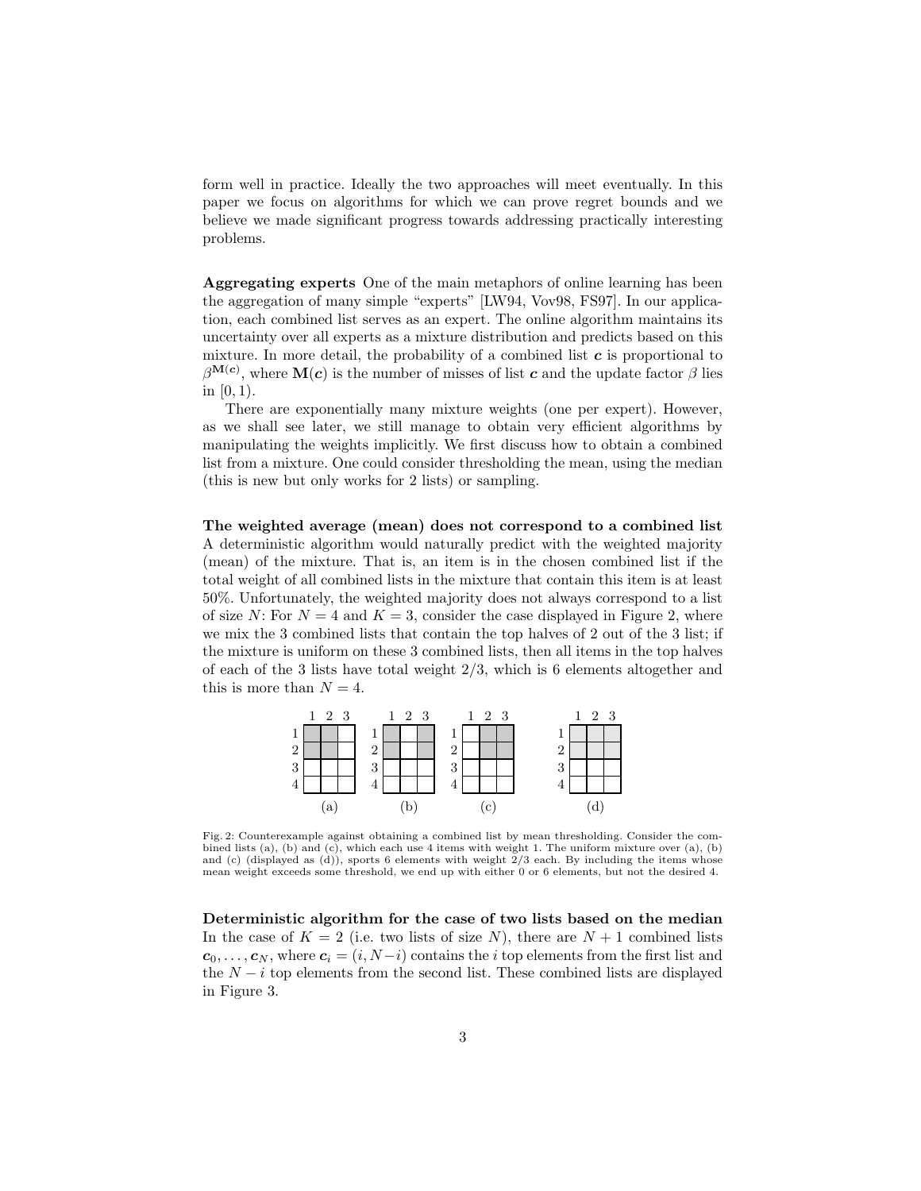form well in practice. Ideally the two approaches will meet eventually. In this paper we focus on algorithms for which we can prove regret bounds and we believe we made significant progress towards addressing practically interesting problems.

**Aggregating experts** One of the main metaphors of online learning has been the aggregation of many simple "experts" [LW94, Vov98, FS97]. In our application, each combined list serves as an expert. The online algorithm maintains its uncertainty over all experts as a mixture distribution and predicts based on this mixture. In more detail, the probability of a combined list $\boldsymbol{c}$ is proportional to $\beta^{\mathbf{M}(\boldsymbol{c})}$, where $\mathbf{M}(\boldsymbol{c})$ is the number of misses of list $\boldsymbol{c}$ and the update factor $\beta$ lies in $[0, 1)$.

There are exponentially many mixture weights (one per expert). However, as we shall see later, we still manage to obtain very efficient algorithms by manipulating the weights implicitly. We first discuss how to obtain a combined list from a mixture. One could consider thresholding the mean, using the median (this is new but only works for 2 lists) or sampling.

**The weighted average (mean) does not correspond to a combined list** A deterministic algorithm would naturally predict with the weighted majority (mean) of the mixture. That is, an item is in the chosen combined list if the total weight of all combined lists in the mixture that contain this item is at least 50%. Unfortunately, the weighted majority does not always correspond to a list of size $N$: For $N = 4$ and $K = 3$, consider the case displayed in Figure 2, where we mix the 3 combined lists that contain the top halves of 2 out of the 3 list; if the mixture is uniform on these 3 combined lists, then all items in the top halves of each of the 3 lists have total weight $2/3$, which is 6 elements altogether and this is more than $N = 4$.

Fig. 2: Counterexample against obtaining a combined list by mean thresholding. Consider the combined lists (a), (b) and (c), which each use 4 items with weight 1. The uniform mixture over (a), (b) and (c) (displayed as (d)), sports 6 elements with weight 2/3 each. By including the items whose mean weight exceeds some threshold, we end up with either 0 or 6 elements, but not the desired 4.

**Deterministic algorithm for the case of two lists based on the median** In the case of $K = 2$ (i.e. two lists of size $N$), there are $N + 1$ combined lists $\boldsymbol{c}_0, \ldots, \boldsymbol{c}_N$, where $\boldsymbol{c}_i = (i, N-i)$ contains the $i$ top elements from the first list and the $N - i$ top elements from the second list. These combined lists are displayed in Figure 3.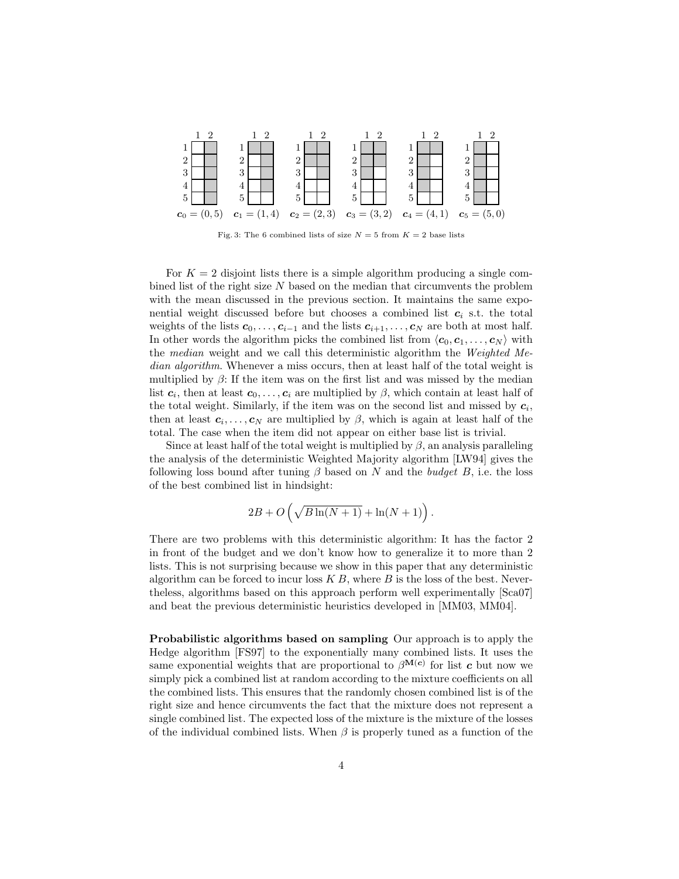Fig. 3: The 6 combined lists of size $N = 5$ from $K = 2$ base lists

For $K = 2$ disjoint lists there is a simple algorithm producing a single combined list of the right size $N$ based on the median that circumvents the problem with the mean discussed in the previous section. It maintains the same exponential weight discussed before but chooses a combined list $\boldsymbol{c}_i$ s.t. the total weights of the lists $\boldsymbol{c}_0, \ldots, \boldsymbol{c}_{i-1}$ and the lists $\boldsymbol{c}_{i+1}, \ldots, \boldsymbol{c}_N$ are both at most half. In other words the algorithm picks the combined list from $\langle \boldsymbol{c}_0, \boldsymbol{c}_1, \ldots, \boldsymbol{c}_N \rangle$ with the *median* weight and we call this deterministic algorithm the *Weighted Median algorithm*. Whenever a miss occurs, then at least half of the total weight is multiplied by $\beta$: If the item was on the first list and was missed by the median list $\boldsymbol{c}_i$, then at least $\boldsymbol{c}_0, \ldots, \boldsymbol{c}_i$ are multiplied by $\beta$, which contain at least half of the total weight. Similarly, if the item was on the second list and missed by $\boldsymbol{c}_i$, then at least $\boldsymbol{c}_i, \ldots, \boldsymbol{c}_N$ are multiplied by $\beta$, which is again at least half of the total. The case when the item did not appear on either base list is trivial.

Since at least half of the total weight is multiplied by $\beta$, an analysis paralleling the analysis of the deterministic Weighted Majority algorithm [LW94] gives the following loss bound after tuning $\beta$ based on $N$ and the *budget* $B$, i.e. the loss of the best combined list in hindsight:

$$2B + O\left(\sqrt{B \ln(N+1)} + \ln(N+1)\right).$$

There are two problems with this deterministic algorithm: It has the factor 2 in front of the budget and we don't know how to generalize it to more than 2 lists. This is not surprising because we show in this paper that any deterministic algorithm can be forced to incur loss $K\,B$, where $B$ is the loss of the best. Nevertheless, algorithms based on this approach perform well experimentally [Sca07] and beat the previous deterministic heuristics developed in [MM03, MM04].

**Probabilistic algorithms based on sampling** Our approach is to apply the Hedge algorithm [FS97] to the exponentially many combined lists. It uses the same exponential weights that are proportional to $\beta^{\mathbf{M}(\boldsymbol{c})}$ for list $\boldsymbol{c}$ but now we simply pick a combined list at random according to the mixture coefficients on all the combined lists. This ensures that the randomly chosen combined list is of the right size and hence circumvents the fact that the mixture does not represent a single combined list. The expected loss of the mixture is the mixture of the losses of the individual combined lists. When $\beta$ is properly tuned as a function of the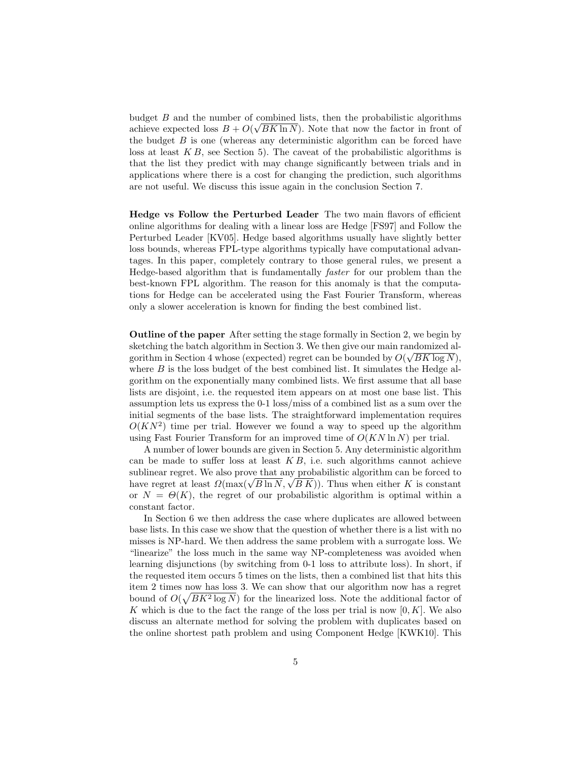budget $B$ and the number of combined lists, then the probabilistic algorithms achieve expected loss $B + O(\sqrt{BK \ln N})$. Note that now the factor in front of the budget $B$ is one (whereas any deterministic algorithm can be forced have loss at least $K\,B$, see Section 5). The caveat of the probabilistic algorithms is that the list they predict with may change significantly between trials and in applications where there is a cost for changing the prediction, such algorithms are not useful. We discuss this issue again in the conclusion Section 7.

**Hedge vs Follow the Perturbed Leader** The two main flavors of efficient online algorithms for dealing with a linear loss are Hedge [FS97] and Follow the Perturbed Leader [KV05]. Hedge based algorithms usually have slightly better loss bounds, whereas FPL-type algorithms typically have computational advantages. In this paper, completely contrary to those general rules, we present a Hedge-based algorithm that is fundamentally *faster* for our problem than the best-known FPL algorithm. The reason for this anomaly is that the computations for Hedge can be accelerated using the Fast Fourier Transform, whereas only a slower acceleration is known for finding the best combined list.

**Outline of the paper** After setting the stage formally in Section 2, we begin by sketching the batch algorithm in Section 3. We then give our main randomized algorithm in Section 4 whose (expected) regret can be bounded by $O(\sqrt{BK \log N})$, where $B$ is the loss budget of the best combined list. It simulates the Hedge algorithm on the exponentially many combined lists. We first assume that all base lists are disjoint, i.e. the requested item appears on at most one base list. This assumption lets us express the 0-1 loss/miss of a combined list as a sum over the initial segments of the base lists. The straightforward implementation requires $O(KN^2)$ time per trial. However we found a way to speed up the algorithm using Fast Fourier Transform for an improved time of $O(KN \ln N)$ per trial.

A number of lower bounds are given in Section 5. Any deterministic algorithm can be made to suffer loss at least $K\,B$, i.e. such algorithms cannot achieve sublinear regret. We also prove that any probabilistic algorithm can be forced to have regret at least $\Omega(\max(\sqrt{B \ln N}, \sqrt{B\,K}))$. Thus when either $K$ is constant or $N = \Theta(K)$, the regret of our probabilistic algorithm is optimal within a constant factor.

In Section 6 we then address the case where duplicates are allowed between base lists. In this case we show that the question of whether there is a list with no misses is NP-hard. We then address the same problem with a surrogate loss. We "linearize" the loss much in the same way NP-completeness was avoided when learning disjunctions (by switching from 0-1 loss to attribute loss). In short, if the requested item occurs 5 times on the lists, then a combined list that hits this item 2 times now has loss 3. We can show that our algorithm now has a regret bound of $O(\sqrt{BK^2 \log N})$ for the linearized loss. Note the additional factor of $K$ which is due to the fact the range of the loss per trial is now $[0, K]$. We also discuss an alternate method for solving the problem with duplicates based on the online shortest path problem and using Component Hedge [KWK10]. This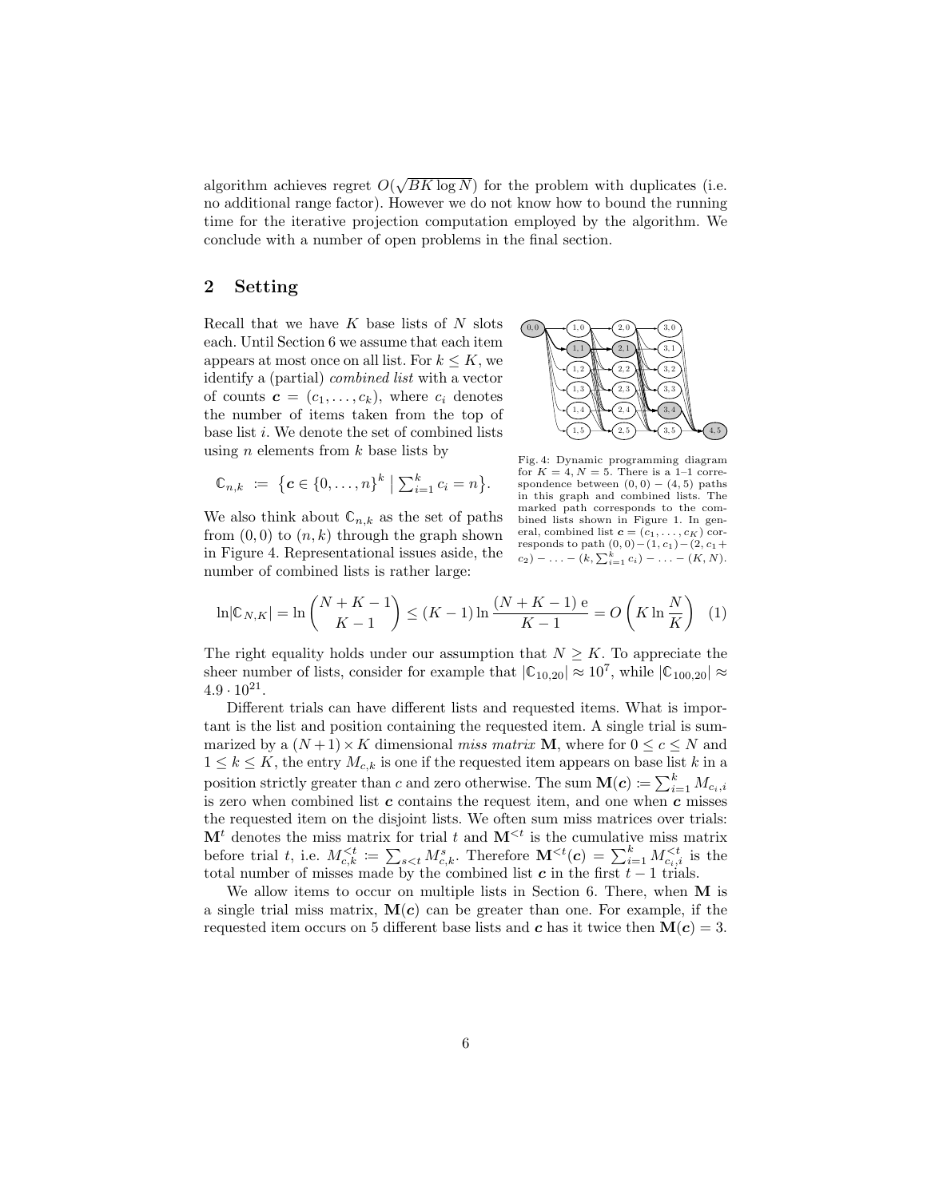algorithm achieves regret $O(\sqrt{BK \log N})$ for the problem with duplicates (i.e. no additional range factor). However we do not know how to bound the running time for the iterative projection computation employed by the algorithm. We conclude with a number of open problems in the final section.

## 2 Setting

Recall that we have $K$ base lists of $N$ slots each. Until Section 6 we assume that each item appears at most once on all list. For $k \leq K$, we identify a (partial) *combined list* with a vector of counts $\boldsymbol{c} = (c_1, \ldots, c_k)$, where $c_i$ denotes the number of items taken from the top of base list $i$. We denote the set of combined lists using $n$ elements from $k$ base lists by

$$\mathbb{C}_{n,k} \ := \ \left\{ \boldsymbol{c} \in \{0, \ldots, n\}^k \ \middle| \ \textstyle\sum_{i=1}^k c_i = n \right\}.$$

We also think about $\mathbb{C}_{n,k}$ as the set of paths from $(0,0)$ to $(n,k)$ through the graph shown in Figure 4. Representational issues aside, the number of combined lists is rather large:

Fig. 4: Dynamic programming diagram for $K = 4, N = 5$. There is a 1–1 correspondence between $(0,0) - (4,5)$ paths in this graph and combined lists. The marked path corresponds to the combined lists shown in Figure 1. In general, combined list $\boldsymbol{c} = (c_1, \ldots, c_K)$ corresponds to path $(0,0) - (1, c_1) - (2, c_1 + c_2) - \ldots - (k, \sum_{i=1}^k c_i) - \ldots - (K, N)$.

$$\ln|\mathbb{C}_{N,K}| = \ln \binom{N+K-1}{K-1} \leq (K-1) \ln \frac{(N+K-1)\,\mathrm{e}}{K-1} = O\left(K \ln \frac{N}{K}\right) \quad (1)$$

The right equality holds under our assumption that $N \geq K$. To appreciate the sheer number of lists, consider for example that $|\mathbb{C}_{10,20}| \approx 10^7$, while $|\mathbb{C}_{100,20}| \approx 4.9 \cdot 10^{21}$.

Different trials can have different lists and requested items. What is important is the list and position containing the requested item. A single trial is summarized by a $(N+1) \times K$ dimensional *miss matrix* $\mathbf{M}$, where for $0 \leq c \leq N$ and $1 \leq k \leq K$, the entry $M_{c,k}$ is one if the requested item appears on base list $k$ in a position strictly greater than $c$ and zero otherwise. The sum $\mathbf{M}(\boldsymbol{c}) := \sum_{i=1}^k M_{c_i,i}$ is zero when combined list $\boldsymbol{c}$ contains the request item, and one when $\boldsymbol{c}$ misses the requested item on the disjoint lists. We often sum miss matrices over trials: $\mathbf{M}^t$ denotes the miss matrix for trial $t$ and $\mathbf{M}^{<t}$ is the cumulative miss matrix before trial $t$, i.e. $M_{c,k}^{<t} := \sum_{s<t} M_{c,k}^s$. Therefore $\mathbf{M}^{<t}(\boldsymbol{c}) = \sum_{i=1}^k M_{c_i,i}^{<t}$ is the total number of misses made by the combined list $\boldsymbol{c}$ in the first $t-1$ trials.

We allow items to occur on multiple lists in Section 6. There, when $\mathbf{M}$ is a single trial miss matrix, $\mathbf{M}(\boldsymbol{c})$ can be greater than one. For example, if the requested item occurs on 5 different base lists and $\boldsymbol{c}$ has it twice then $\mathbf{M}(\boldsymbol{c}) = 3$.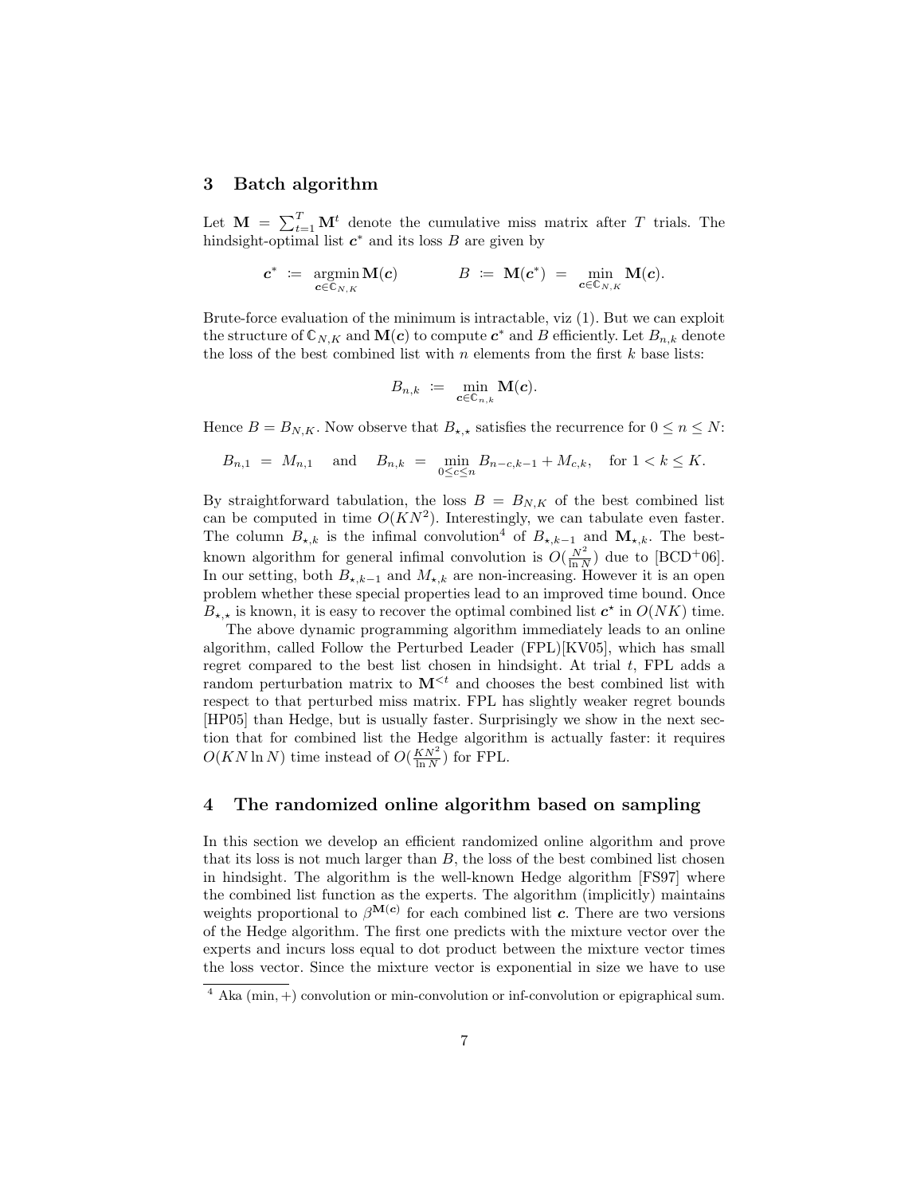## 3 Batch algorithm

Let $\mathbf{M} = \sum_{t=1}^{T} \mathbf{M}^t$ denote the cumulative miss matrix after $T$ trials. The hindsight-optimal list $\boldsymbol{c}^*$ and its loss $B$ are given by

$$\boldsymbol{c}^* \;:=\; \operatorname*{argmin}_{\boldsymbol{c} \in \mathbb{C}_{N,K}} \mathbf{M}(\boldsymbol{c}) \qquad\qquad B \;:=\; \mathbf{M}(\boldsymbol{c}^*) \;=\; \min_{\boldsymbol{c} \in \mathbb{C}_{N,K}} \mathbf{M}(\boldsymbol{c}).$$

Brute-force evaluation of the minimum is intractable, viz (1). But we can exploit the structure of $\mathbb{C}_{N,K}$ and $\mathbf{M}(\boldsymbol{c})$ to compute $\boldsymbol{c}^*$ and $B$ efficiently. Let $B_{n,k}$ denote the loss of the best combined list with $n$ elements from the first $k$ base lists:

$$B_{n,k} \;:=\; \min_{\boldsymbol{c} \in \mathbb{C}_{n,k}} \mathbf{M}(\boldsymbol{c}).$$

Hence $B = B_{N,K}$. Now observe that $B_{\star,\star}$ satisfies the recurrence for $0 \leq n \leq N$:

$$B_{n,1} \;=\; M_{n,1} \quad \text{ and } \quad B_{n,k} \;=\; \min_{0 \leq c \leq n} B_{n-c,k-1} + M_{c,k}, \quad \text{for } 1 < k \leq K.$$

By straightforward tabulation, the loss $B = B_{N,K}$ of the best combined list can be computed in time $O(KN^2)$. Interestingly, we can tabulate even faster. The column $B_{\star,k}$ is the infimal convolution[4] of $B_{\star,k-1}$ and $\mathbf{M}_{\star,k}$. The best-known algorithm for general infimal convolution is $O(\frac{N^2}{\ln N})$ due to [BCD+06]. In our setting, both $B_{\star,k-1}$ and $M_{\star,k}$ are non-increasing. However it is an open problem whether these special properties lead to an improved time bound. Once $B_{\star,\star}$ is known, it is easy to recover the optimal combined list $\boldsymbol{c}^\star$ in $O(NK)$ time.

The above dynamic programming algorithm immediately leads to an online algorithm, called Follow the Perturbed Leader (FPL)[KV05], which has small regret compared to the best list chosen in hindsight. At trial $t$, FPL adds a random perturbation matrix to $\mathbf{M}^{<t}$ and chooses the best combined list with respect to that perturbed miss matrix. FPL has slightly weaker regret bounds [HP05] than Hedge, but is usually faster. Surprisingly we show in the next section that for combined list the Hedge algorithm is actually faster: it requires $O(KN \ln N)$ time instead of $O(\frac{KN^2}{\ln N})$ for FPL.

## 4 The randomized online algorithm based on sampling

In this section we develop an efficient randomized online algorithm and prove that its loss is not much larger than $B$, the loss of the best combined list chosen in hindsight. The algorithm is the well-known Hedge algorithm [FS97] where the combined list function as the experts. The algorithm (implicitly) maintains weights proportional to $\beta^{\mathbf{M}(\boldsymbol{c})}$ for each combined list $\boldsymbol{c}$. There are two versions of the Hedge algorithm. The first one predicts with the mixture vector over the experts and incurs loss equal to dot product between the mixture vector times the loss vector. Since the mixture vector is exponential in size we have to use

[4] Aka (min, +) convolution or min-convolution or inf-convolution or epigraphical sum.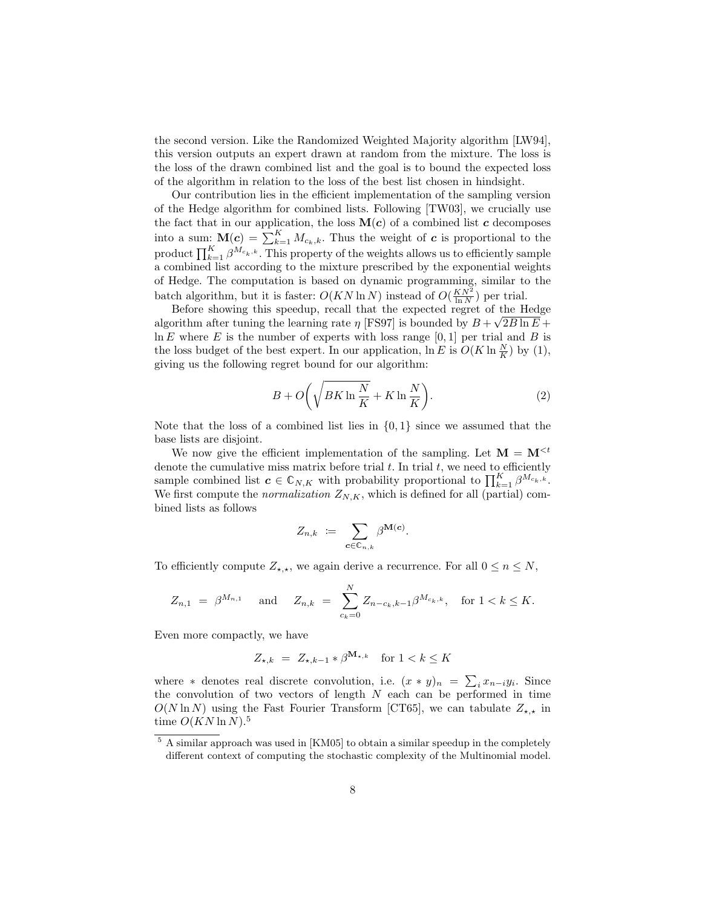the second version. Like the Randomized Weighted Majority algorithm [LW94], this version outputs an expert drawn at random from the mixture. The loss is the loss of the drawn combined list and the goal is to bound the expected loss of the algorithm in relation to the loss of the best list chosen in hindsight.

Our contribution lies in the efficient implementation of the sampling version of the Hedge algorithm for combined lists. Following [TW03], we crucially use the fact that in our application, the loss $\mathbf{M}(\boldsymbol{c})$ of a combined list $\boldsymbol{c}$ decomposes into a sum: $\mathbf{M}(\boldsymbol{c}) = \sum_{k=1}^{K} M_{c_k,k}$. Thus the weight of $\boldsymbol{c}$ is proportional to the product $\prod_{k=1}^{K} \beta^{M_{c_k,k}}$. This property of the weights allows us to efficiently sample a combined list according to the mixture prescribed by the exponential weights of Hedge. The computation is based on dynamic programming, similar to the batch algorithm, but it is faster: $O(KN \ln N)$ instead of $O(\frac{KN^2}{\ln N})$ per trial.

Before showing this speedup, recall that the expected regret of the Hedge algorithm after tuning the learning rate $\eta$ [FS97] is bounded by $B + \sqrt{2B \ln E} + \ln E$ where $E$ is the number of experts with loss range $[0, 1]$ per trial and $B$ is the loss budget of the best expert. In our application, $\ln E$ is $O(K \ln \frac{N}{K})$ by (1), giving us the following regret bound for our algorithm:

$$B + O\bigg(\sqrt{BK \ln \frac{N}{K}} + K \ln \frac{N}{K}\bigg). \tag{2}$$

Note that the loss of a combined list lies in $\{0, 1\}$ since we assumed that the base lists are disjoint.

We now give the efficient implementation of the sampling. Let $\mathbf{M} = \mathbf{M}^{<t}$ denote the cumulative miss matrix before trial $t$. In trial $t$, we need to efficiently sample combined list $\boldsymbol{c} \in \mathbb{C}_{N,K}$ with probability proportional to $\prod_{k=1}^{K} \beta^{M_{c_k,k}}$. We first compute the *normalization* $Z_{N,K}$, which is defined for all (partial) combined lists as follows

$$Z_{n,k} := \sum_{\boldsymbol{c} \in \mathbb{C}_{n,k}} \beta^{\mathbf{M}(\boldsymbol{c})}.$$

To efficiently compute $Z_{\star,\star}$, we again derive a recurrence. For all $0 \leq n \leq N$,

$$Z_{n,1} = \beta^{M_{n,1}} \quad \text{and} \quad Z_{n,k} = \sum_{c_k=0}^{N} Z_{n-c_k,k-1} \beta^{M_{c_k,k}}, \quad \text{for } 1 < k \leq K.$$

Even more compactly, we have

$$Z_{\star,k} = Z_{\star,k-1} * \beta^{\mathbf{M}_{\star,k}} \quad \text{for } 1 < k \leq K$$

where $*$ denotes real discrete convolution, i.e. $(x * y)_n = \sum_i x_{n-i} y_i$. Since the convolution of two vectors of length $N$ each can be performed in time $O(N \ln N)$ using the Fast Fourier Transform [CT65], we can tabulate $Z_{\star,\star}$ in time $O(KN \ln N)$.[5]

[5] A similar approach was used in [KM05] to obtain a similar speedup in the completely different context of computing the stochastic complexity of the Multinomial model.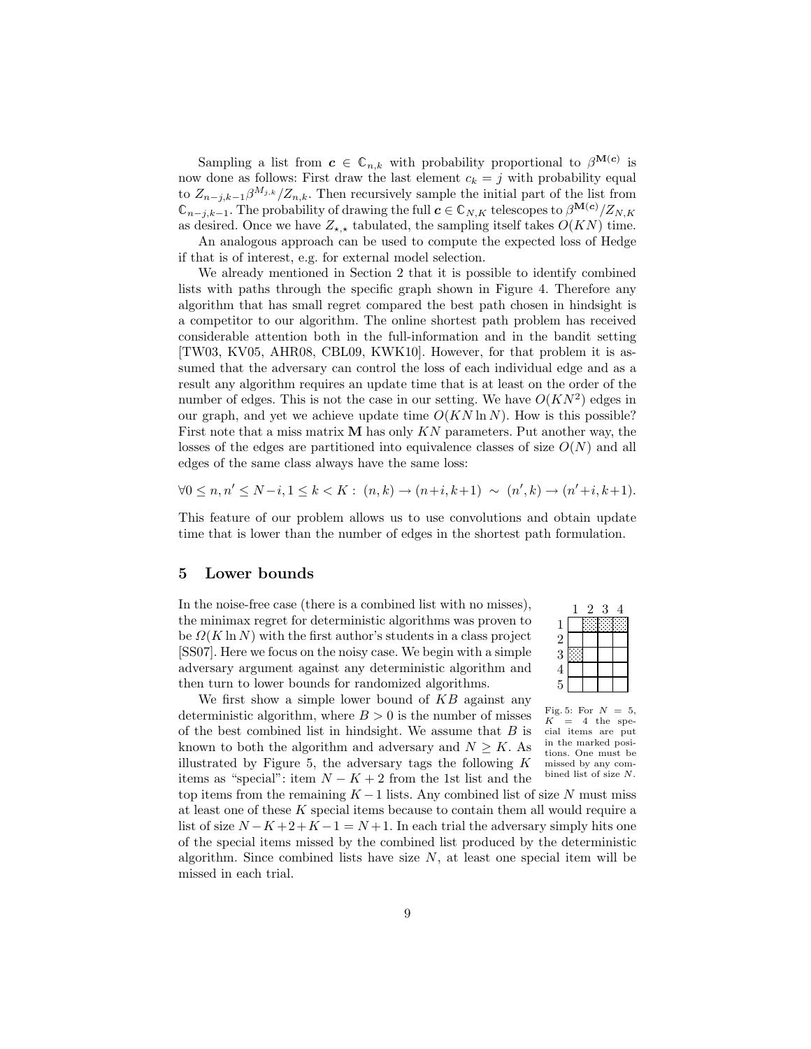Sampling a list from $\boldsymbol{c} \in \mathbb{C}_{n,k}$ with probability proportional to $\beta^{\mathbf{M}(\boldsymbol{c})}$ is now done as follows: First draw the last element $c_k = j$ with probability equal to $Z_{n-j,k-1}\beta^{M_{j,k}}/Z_{n,k}$. Then recursively sample the initial part of the list from $\mathbb{C}_{n-j,k-1}$. The probability of drawing the full $\boldsymbol{c} \in \mathbb{C}_{N,K}$ telescopes to $\beta^{\mathbf{M}(\boldsymbol{c})}/Z_{N,K}$ as desired. Once we have $Z_{\star,\star}$ tabulated, the sampling itself takes $O(KN)$ time.

An analogous approach can be used to compute the expected loss of Hedge if that is of interest, e.g. for external model selection.

We already mentioned in Section 2 that it is possible to identify combined lists with paths through the specific graph shown in Figure 4. Therefore any algorithm that has small regret compared the best path chosen in hindsight is a competitor to our algorithm. The online shortest path problem has received considerable attention both in the full-information and in the bandit setting [TW03, KV05, AHR08, CBL09, KWK10]. However, for that problem it is assumed that the adversary can control the loss of each individual edge and as a result any algorithm requires an update time that is at least on the order of the number of edges. This is not the case in our setting. We have $O(KN^2)$ edges in our graph, and yet we achieve update time $O(KN \ln N)$. How is this possible? First note that a miss matrix $\mathbf{M}$ has only $KN$ parameters. Put another way, the losses of the edges are partitioned into equivalence classes of size $O(N)$ and all edges of the same class always have the same loss:

$$\forall 0 \leq n, n' \leq N-i, 1 \leq k < K: \ (n,k) \to (n+i, k+1) \ \sim \ (n',k) \to (n'+i, k+1).$$

This feature of our problem allows us to use convolutions and obtain update time that is lower than the number of edges in the shortest path formulation.

## 5 Lower bounds

In the noise-free case (there is a combined list with no misses), the minimax regret for deterministic algorithms was proven to be $\Omega(K \ln N)$ with the first author's students in a class project [SS07]. Here we focus on the noisy case. We begin with a simple adversary argument against any deterministic algorithm and then turn to lower bounds for randomized algorithms.

|  | 1 | 2 | 3 | 4 |
|---|---|---|---|---|
| 1 |  | ░ | ░ | ░ |
| 2 |  |  |  |  |
| 3 | ░ |  |  |  |
| 4 |  |  |  |  |
| 5 |  |  |  |  |

Fig. 5: For $N = 5$, $K = 4$ the special items are put in the marked positions. One must be missed by any combined list of size $N$.

We first show a simple lower bound of $KB$ against any deterministic algorithm, where $B > 0$ is the number of misses of the best combined list in hindsight. We assume that $B$ is known to both the algorithm and adversary and $N \geq K$. As illustrated by Figure 5, the adversary tags the following $K$ items as "special": item $N - K + 2$ from the 1st list and the top items from the remaining $K - 1$ lists. Any combined list of size $N$ must miss at least one of these $K$ special items because to contain them all would require a list of size $N - K + 2 + K - 1 = N + 1$. In each trial the adversary simply hits one of the special items missed by the combined list produced by the deterministic algorithm. Since combined lists have size $N$, at least one special item will be missed in each trial.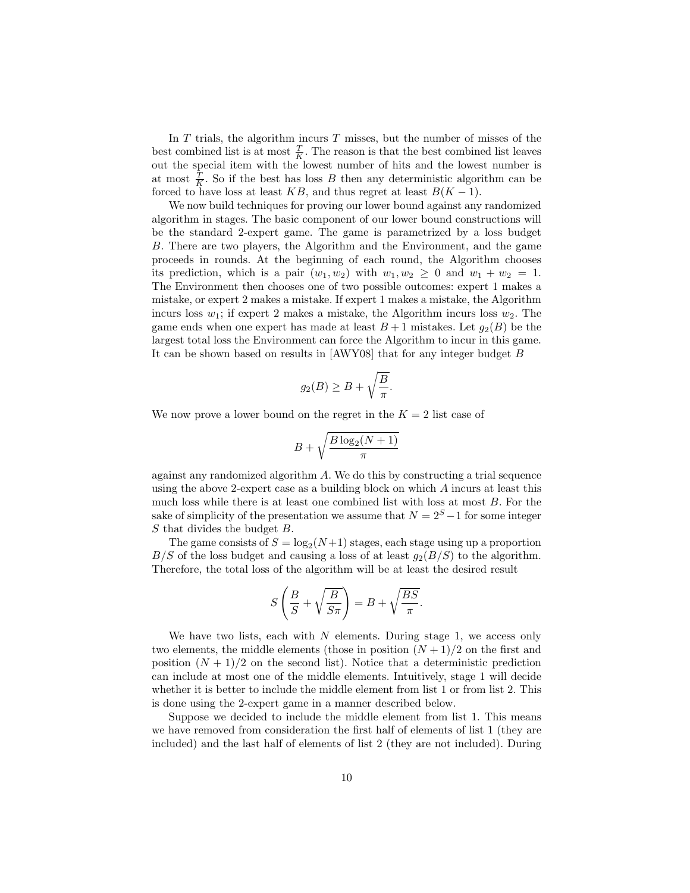In $T$ trials, the algorithm incurs $T$ misses, but the number of misses of the best combined list is at most $\frac{T}{K}$. The reason is that the best combined list leaves out the special item with the lowest number of hits and the lowest number is at most $\frac{T}{K}$. So if the best has loss $B$ then any deterministic algorithm can be forced to have loss at least $KB$, and thus regret at least $B(K-1)$.

We now build techniques for proving our lower bound against any randomized algorithm in stages. The basic component of our lower bound constructions will be the standard 2-expert game. The game is parametrized by a loss budget $B$. There are two players, the Algorithm and the Environment, and the game proceeds in rounds. At the beginning of each round, the Algorithm chooses its prediction, which is a pair $(w_1, w_2)$ with $w_1, w_2 \geq 0$ and $w_1 + w_2 = 1$. The Environment then chooses one of two possible outcomes: expert 1 makes a mistake, or expert 2 makes a mistake. If expert 1 makes a mistake, the Algorithm incurs loss $w_1$; if expert 2 makes a mistake, the Algorithm incurs loss $w_2$. The game ends when one expert has made at least $B+1$ mistakes. Let $g_2(B)$ be the largest total loss the Environment can force the Algorithm to incur in this game. It can be shown based on results in [AWY08] that for any integer budget $B$

$$g_2(B) \geq B + \sqrt{\frac{B}{\pi}}.$$

We now prove a lower bound on the regret in the $K = 2$ list case of

$$B + \sqrt{\frac{B \log_2(N+1)}{\pi}}$$

against any randomized algorithm $A$. We do this by constructing a trial sequence using the above 2-expert case as a building block on which $A$ incurs at least this much loss while there is at least one combined list with loss at most $B$. For the sake of simplicity of the presentation we assume that $N = 2^S - 1$ for some integer $S$ that divides the budget $B$.

The game consists of $S = \log_2(N+1)$ stages, each stage using up a proportion $B/S$ of the loss budget and causing a loss of at least $g_2(B/S)$ to the algorithm. Therefore, the total loss of the algorithm will be at least the desired result

$$S\left(\frac{B}{S} + \sqrt{\frac{B}{S\pi}}\right) = B + \sqrt{\frac{BS}{\pi}}.$$

We have two lists, each with $N$ elements. During stage 1, we access only two elements, the middle elements (those in position $(N+1)/2$ on the first and position $(N+1)/2$ on the second list). Notice that a deterministic prediction can include at most one of the middle elements. Intuitively, stage 1 will decide whether it is better to include the middle element from list 1 or from list 2. This is done using the 2-expert game in a manner described below.

Suppose we decided to include the middle element from list 1. This means we have removed from consideration the first half of elements of list 1 (they are included) and the last half of elements of list 2 (they are not included). During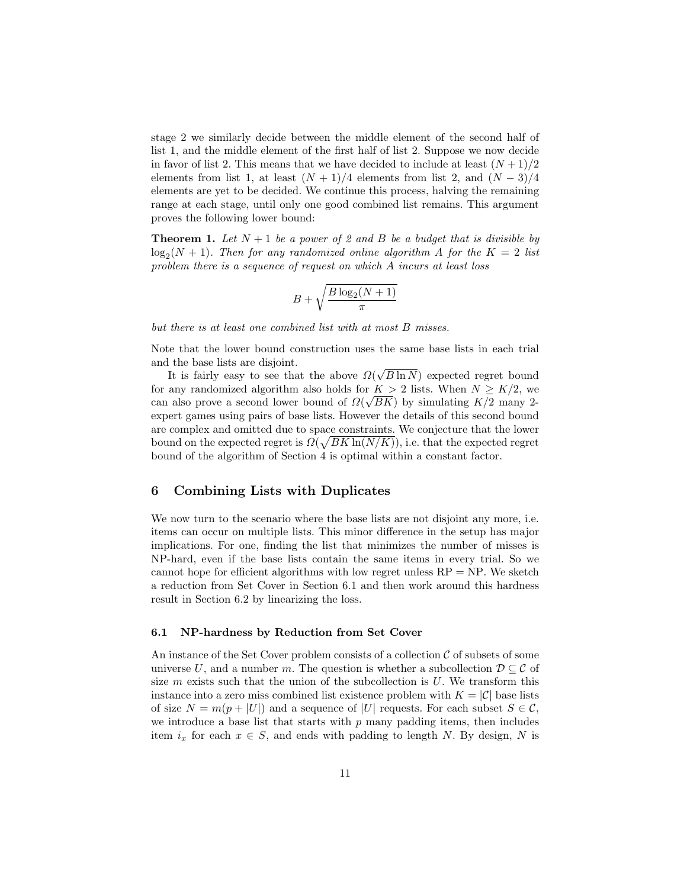stage 2 we similarly decide between the middle element of the second half of list 1, and the middle element of the first half of list 2. Suppose we now decide in favor of list 2. This means that we have decided to include at least $(N+1)/2$ elements from list 1, at least $(N+1)/4$ elements from list 2, and $(N-3)/4$ elements are yet to be decided. We continue this process, halving the remaining range at each stage, until only one good combined list remains. This argument proves the following lower bound:

**Theorem 1.** *Let $N+1$ be a power of 2 and $B$ be a budget that is divisible by $\log_2(N+1)$. Then for any randomized online algorithm $A$ for the $K=2$ list problem there is a sequence of request on which $A$ incurs at least loss*

$$B + \sqrt{\frac{B\log_2(N+1)}{\pi}}$$

*but there is at least one combined list with at most $B$ misses.*

Note that the lower bound construction uses the same base lists in each trial and the base lists are disjoint.

It is fairly easy to see that the above $\Omega(\sqrt{B\ln N})$ expected regret bound for any randomized algorithm also holds for $K>2$ lists. When $N \geq K/2$, we can also prove a second lower bound of $\Omega(\sqrt{BK})$ by simulating $K/2$ many 2-expert games using pairs of base lists. However the details of this second bound are complex and omitted due to space constraints. We conjecture that the lower bound on the expected regret is $\Omega(\sqrt{BK\ln(N/K)})$, i.e. that the expected regret bound of the algorithm of Section 4 is optimal within a constant factor.

## 6 Combining Lists with Duplicates

We now turn to the scenario where the base lists are not disjoint any more, i.e. items can occur on multiple lists. This minor difference in the setup has major implications. For one, finding the list that minimizes the number of misses is NP-hard, even if the base lists contain the same items in every trial. So we cannot hope for efficient algorithms with low regret unless RP = NP. We sketch a reduction from Set Cover in Section 6.1 and then work around this hardness result in Section 6.2 by linearizing the loss.

### 6.1 NP-hardness by Reduction from Set Cover

An instance of the Set Cover problem consists of a collection $\mathcal{C}$ of subsets of some universe $U$, and a number $m$. The question is whether a subcollection $\mathcal{D} \subseteq \mathcal{C}$ of size $m$ exists such that the union of the subcollection is $U$. We transform this instance into a zero miss combined list existence problem with $K = |\mathcal{C}|$ base lists of size $N = m(p + |U|)$ and a sequence of $|U|$ requests. For each subset $S \in \mathcal{C}$, we introduce a base list that starts with $p$ many padding items, then includes item $i_x$ for each $x \in S$, and ends with padding to length $N$. By design, $N$ is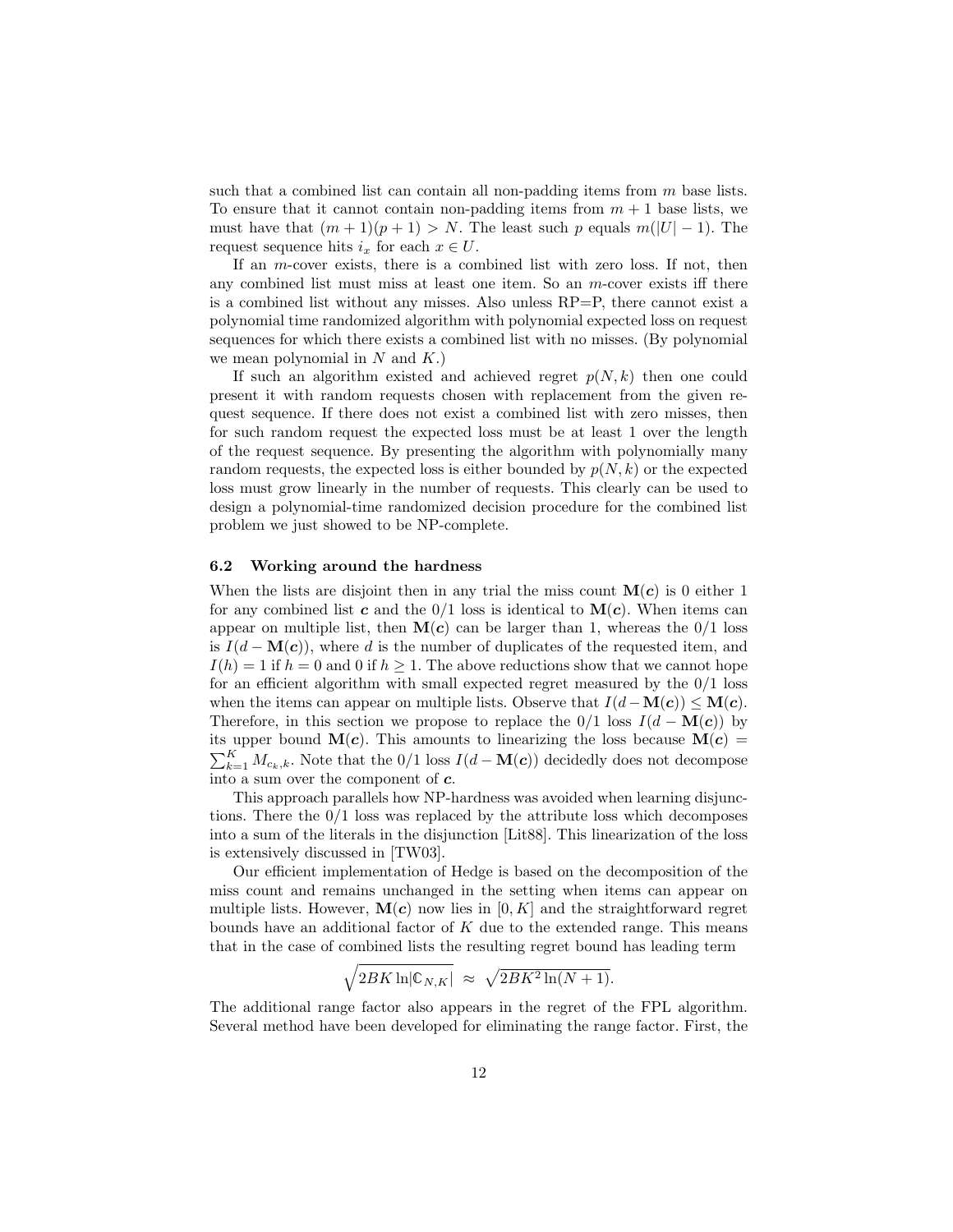such that a combined list can contain all non-padding items from $m$ base lists. To ensure that it cannot contain non-padding items from $m+1$ base lists, we must have that $(m+1)(p+1) > N$. The least such $p$ equals $m(|U|-1)$. The request sequence hits $i_x$ for each $x \in U$.

If an $m$-cover exists, there is a combined list with zero loss. If not, then any combined list must miss at least one item. So an $m$-cover exists iff there is a combined list without any misses. Also unless RP=P, there cannot exist a polynomial time randomized algorithm with polynomial expected loss on request sequences for which there exists a combined list with no misses. (By polynomial we mean polynomial in $N$ and $K$.)

If such an algorithm existed and achieved regret $p(N,k)$ then one could present it with random requests chosen with replacement from the given request sequence. If there does not exist a combined list with zero misses, then for such random request the expected loss must be at least 1 over the length of the request sequence. By presenting the algorithm with polynomially many random requests, the expected loss is either bounded by $p(N,k)$ or the expected loss must grow linearly in the number of requests. This clearly can be used to design a polynomial-time randomized decision procedure for the combined list problem we just showed to be NP-complete.

### 6.2 Working around the hardness

When the lists are disjoint then in any trial the miss count $\mathbf{M}(\boldsymbol{c})$ is 0 either 1 for any combined list $\boldsymbol{c}$ and the 0/1 loss is identical to $\mathbf{M}(\boldsymbol{c})$. When items can appear on multiple list, then $\mathbf{M}(\boldsymbol{c})$ can be larger than 1, whereas the 0/1 loss is $I(d-\mathbf{M}(\boldsymbol{c}))$, where $d$ is the number of duplicates of the requested item, and $I(h)=1$ if $h=0$ and 0 if $h \geq 1$. The above reductions show that we cannot hope for an efficient algorithm with small expected regret measured by the 0/1 loss when the items can appear on multiple lists. Observe that $I(d-\mathbf{M}(\boldsymbol{c})) \leq \mathbf{M}(\boldsymbol{c})$. Therefore, in this section we propose to replace the 0/1 loss $I(d-\mathbf{M}(\boldsymbol{c}))$ by its upper bound $\mathbf{M}(\boldsymbol{c})$. This amounts to linearizing the loss because $\mathbf{M}(\boldsymbol{c}) = \sum_{k=1}^{K} M_{c_k,k}$. Note that the 0/1 loss $I(d-\mathbf{M}(\boldsymbol{c}))$ decidedly does not decompose into a sum over the component of $\boldsymbol{c}$.

This approach parallels how NP-hardness was avoided when learning disjunctions. There the 0/1 loss was replaced by the attribute loss which decomposes into a sum of the literals in the disjunction [Lit88]. This linearization of the loss is extensively discussed in [TW03].

Our efficient implementation of Hedge is based on the decomposition of the miss count and remains unchanged in the setting when items can appear on multiple lists. However, $\mathbf{M}(\boldsymbol{c})$ now lies in $[0,K]$ and the straightforward regret bounds have an additional factor of $K$ due to the extended range. This means that in the case of combined lists the resulting regret bound has leading term

$$\sqrt{2BK \ln|\mathbb{C}_{N,K}|} \;\approx\; \sqrt{2BK^2 \ln(N+1)}.$$

The additional range factor also appears in the regret of the FPL algorithm. Several method have been developed for eliminating the range factor. First, the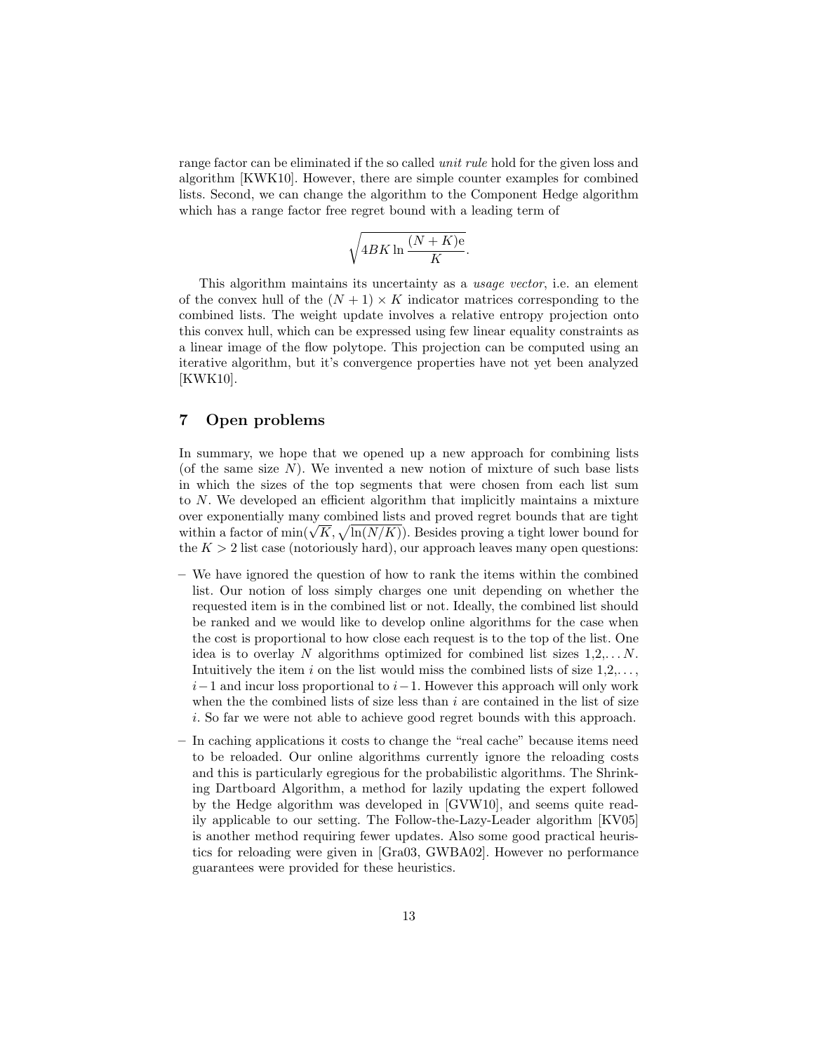range factor can be eliminated if the so called *unit rule* hold for the given loss and algorithm [KWK10]. However, there are simple counter examples for combined lists. Second, we can change the algorithm to the Component Hedge algorithm which has a range factor free regret bound with a leading term of

$$\sqrt{4BK \ln \frac{(N+K)\mathrm{e}}{K}}.$$

This algorithm maintains its uncertainty as a *usage vector*, i.e. an element of the convex hull of the $(N+1) \times K$ indicator matrices corresponding to the combined lists. The weight update involves a relative entropy projection onto this convex hull, which can be expressed using few linear equality constraints as a linear image of the flow polytope. This projection can be computed using an iterative algorithm, but it's convergence properties have not yet been analyzed [KWK10].

## 7 Open problems

In summary, we hope that we opened up a new approach for combining lists (of the same size $N$). We invented a new notion of mixture of such base lists in which the sizes of the top segments that were chosen from each list sum to $N$. We developed an efficient algorithm that implicitly maintains a mixture over exponentially many combined lists and proved regret bounds that are tight within a factor of $\min(\sqrt{K}, \sqrt{\ln(N/K)})$. Besides proving a tight lower bound for the $K > 2$ list case (notoriously hard), our approach leaves many open questions:

- We have ignored the question of how to rank the items within the combined list. Our notion of loss simply charges one unit depending on whether the requested item is in the combined list or not. Ideally, the combined list should be ranked and we would like to develop online algorithms for the case when the cost is proportional to how close each request is to the top of the list. One idea is to overlay $N$ algorithms optimized for combined list sizes $1,2,\ldots N$. Intuitively the item $i$ on the list would miss the combined lists of size $1,2,\ldots,$ $i-1$ and incur loss proportional to $i-1$. However this approach will only work when the the combined lists of size less than $i$ are contained in the list of size $i$. So far we were not able to achieve good regret bounds with this approach.
- In caching applications it costs to change the "real cache" because items need to be reloaded. Our online algorithms currently ignore the reloading costs and this is particularly egregious for the probabilistic algorithms. The Shrinking Dartboard Algorithm, a method for lazily updating the expert followed by the Hedge algorithm was developed in [GVW10], and seems quite readily applicable to our setting. The Follow-the-Lazy-Leader algorithm [KV05] is another method requiring fewer updates. Also some good practical heuristics for reloading were given in [Gra03, GWBA02]. However no performance guarantees were provided for these heuristics.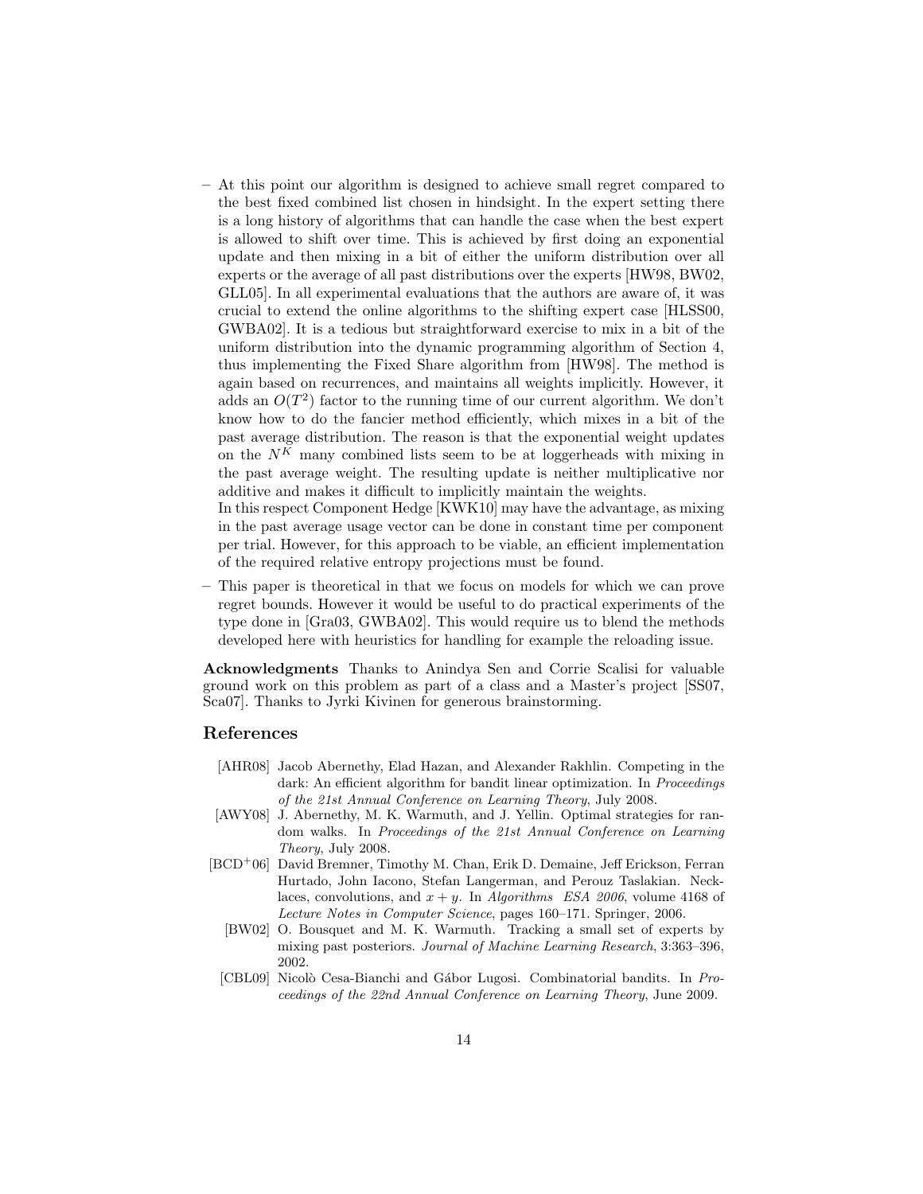- At this point our algorithm is designed to achieve small regret compared to the best fixed combined list chosen in hindsight. In the expert setting there is a long history of algorithms that can handle the case when the best expert is allowed to shift over time. This is achieved by first doing an exponential update and then mixing in a bit of either the uniform distribution over all experts or the average of all past distributions over the experts [HW98, BW02, GLL05]. In all experimental evaluations that the authors are aware of, it was crucial to extend the online algorithms to the shifting expert case [HLSS00, GWBA02]. It is a tedious but straightforward exercise to mix in a bit of the uniform distribution into the dynamic programming algorithm of Section 4, thus implementing the Fixed Share algorithm from [HW98]. The method is again based on recurrences, and maintains all weights implicitly. However, it adds an $O(T^2)$ factor to the running time of our current algorithm. We don't know how to do the fancier method efficiently, which mixes in a bit of the past average distribution. The reason is that the exponential weight updates on the $N^K$ many combined lists seem to be at loggerheads with mixing in the past average weight. The resulting update is neither multiplicative nor additive and makes it difficult to implicitly maintain the weights.
  In this respect Component Hedge [KWK10] may have the advantage, as mixing in the past average usage vector can be done in constant time per component per trial. However, for this approach to be viable, an efficient implementation of the required relative entropy projections must be found.
- This paper is theoretical in that we focus on models for which we can prove regret bounds. However it would be useful to do practical experiments of the type done in [Gra03, GWBA02]. This would require us to blend the methods developed here with heuristics for handling for example the reloading issue.

**Acknowledgments** Thanks to Anindya Sen and Corrie Scalisi for valuable ground work on this problem as part of a class and a Master's project [SS07, Sca07]. Thanks to Jyrki Kivinen for generous brainstorming.

## References

[AHR08] Jacob Abernethy, Elad Hazan, and Alexander Rakhlin. Competing in the dark: An efficient algorithm for bandit linear optimization. In *Proceedings of the 21st Annual Conference on Learning Theory*, July 2008.

[AWY08] J. Abernethy, M. K. Warmuth, and J. Yellin. Optimal strategies for random walks. In *Proceedings of the 21st Annual Conference on Learning Theory*, July 2008.

[BCD+06] David Bremner, Timothy M. Chan, Erik D. Demaine, Jeff Erickson, Ferran Hurtado, John Iacono, Stefan Langerman, and Perouz Taslakian. Necklaces, convolutions, and $x + y$. In *Algorithms ESA 2006*, volume 4168 of *Lecture Notes in Computer Science*, pages 160–171. Springer, 2006.

[BW02] O. Bousquet and M. K. Warmuth. Tracking a small set of experts by mixing past posteriors. *Journal of Machine Learning Research*, 3:363–396, 2002.

[CBL09] Nicolò Cesa-Bianchi and Gábor Lugosi. Combinatorial bandits. In *Proceedings of the 22nd Annual Conference on Learning Theory*, June 2009.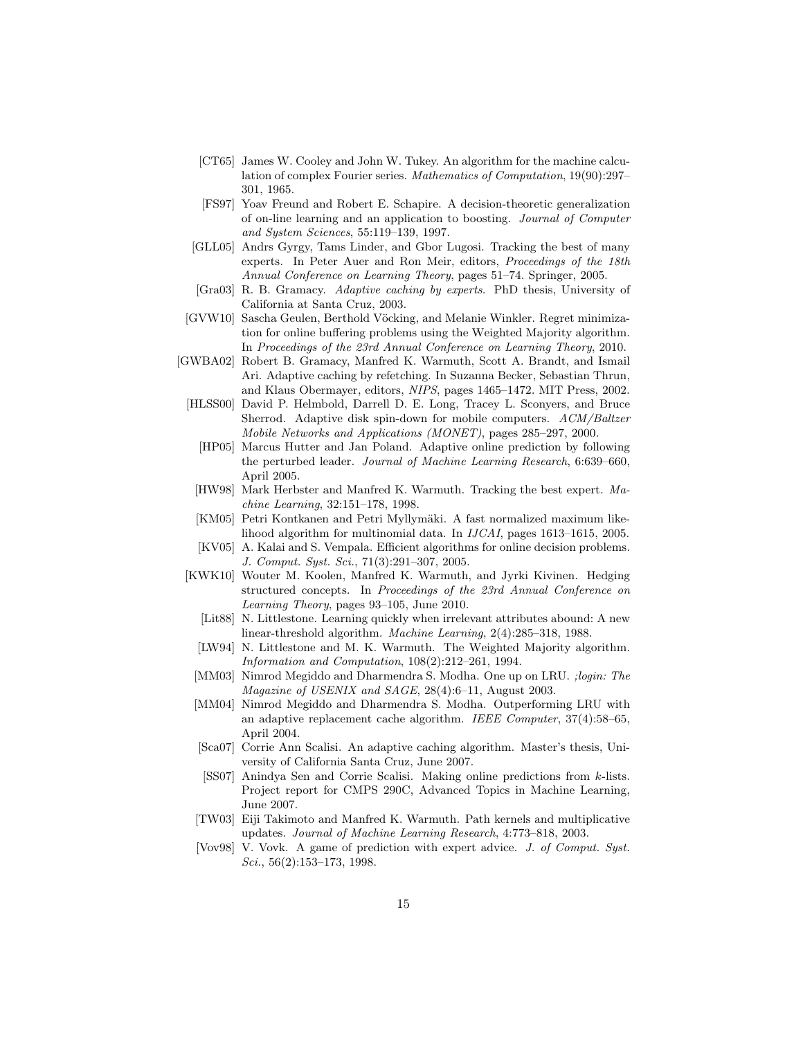[CT65] James W. Cooley and John W. Tukey. An algorithm for the machine calculation of complex Fourier series. *Mathematics of Computation*, 19(90):297–301, 1965.

[FS97] Yoav Freund and Robert E. Schapire. A decision-theoretic generalization of on-line learning and an application to boosting. *Journal of Computer and System Sciences*, 55:119–139, 1997.

[GLL05] Andrs Gyrgy, Tams Linder, and Gbor Lugosi. Tracking the best of many experts. In Peter Auer and Ron Meir, editors, *Proceedings of the 18th Annual Conference on Learning Theory*, pages 51–74. Springer, 2005.

[Gra03] R. B. Gramacy. *Adaptive caching by experts*. PhD thesis, University of California at Santa Cruz, 2003.

[GVW10] Sascha Geulen, Berthold Vöcking, and Melanie Winkler. Regret minimization for online buffering problems using the Weighted Majority algorithm. In *Proceedings of the 23rd Annual Conference on Learning Theory*, 2010.

[GWBA02] Robert B. Gramacy, Manfred K. Warmuth, Scott A. Brandt, and Ismail Ari. Adaptive caching by refetching. In Suzanna Becker, Sebastian Thrun, and Klaus Obermayer, editors, *NIPS*, pages 1465–1472. MIT Press, 2002.

[HLSS00] David P. Helmbold, Darrell D. E. Long, Tracey L. Sconyers, and Bruce Sherrod. Adaptive disk spin-down for mobile computers. *ACM/Baltzer Mobile Networks and Applications (MONET)*, pages 285–297, 2000.

[HP05] Marcus Hutter and Jan Poland. Adaptive online prediction by following the perturbed leader. *Journal of Machine Learning Research*, 6:639–660, April 2005.

[HW98] Mark Herbster and Manfred K. Warmuth. Tracking the best expert. *Machine Learning*, 32:151–178, 1998.

[KM05] Petri Kontkanen and Petri Myllymäki. A fast normalized maximum likelihood algorithm for multinomial data. In *IJCAI*, pages 1613–1615, 2005.

[KV05] A. Kalai and S. Vempala. Efficient algorithms for online decision problems. *J. Comput. Syst. Sci.*, 71(3):291–307, 2005.

[KWK10] Wouter M. Koolen, Manfred K. Warmuth, and Jyrki Kivinen. Hedging structured concepts. In *Proceedings of the 23rd Annual Conference on Learning Theory*, pages 93–105, June 2010.

[Lit88] N. Littlestone. Learning quickly when irrelevant attributes abound: A new linear-threshold algorithm. *Machine Learning*, 2(4):285–318, 1988.

[LW94] N. Littlestone and M. K. Warmuth. The Weighted Majority algorithm. *Information and Computation*, 108(2):212–261, 1994.

[MM03] Nimrod Megiddo and Dharmendra S. Modha. One up on LRU. *;login: The Magazine of USENIX and SAGE*, 28(4):6–11, August 2003.

[MM04] Nimrod Megiddo and Dharmendra S. Modha. Outperforming LRU with an adaptive replacement cache algorithm. *IEEE Computer*, 37(4):58–65, April 2004.

[Sca07] Corrie Ann Scalisi. An adaptive caching algorithm. Master's thesis, University of California Santa Cruz, June 2007.

[SS07] Anindya Sen and Corrie Scalisi. Making online predictions from $k$-lists. Project report for CMPS 290C, Advanced Topics in Machine Learning, June 2007.

[TW03] Eiji Takimoto and Manfred K. Warmuth. Path kernels and multiplicative updates. *Journal of Machine Learning Research*, 4:773–818, 2003.

[Vov98] V. Vovk. A game of prediction with expert advice. *J. of Comput. Syst. Sci.*, 56(2):153–173, 1998.